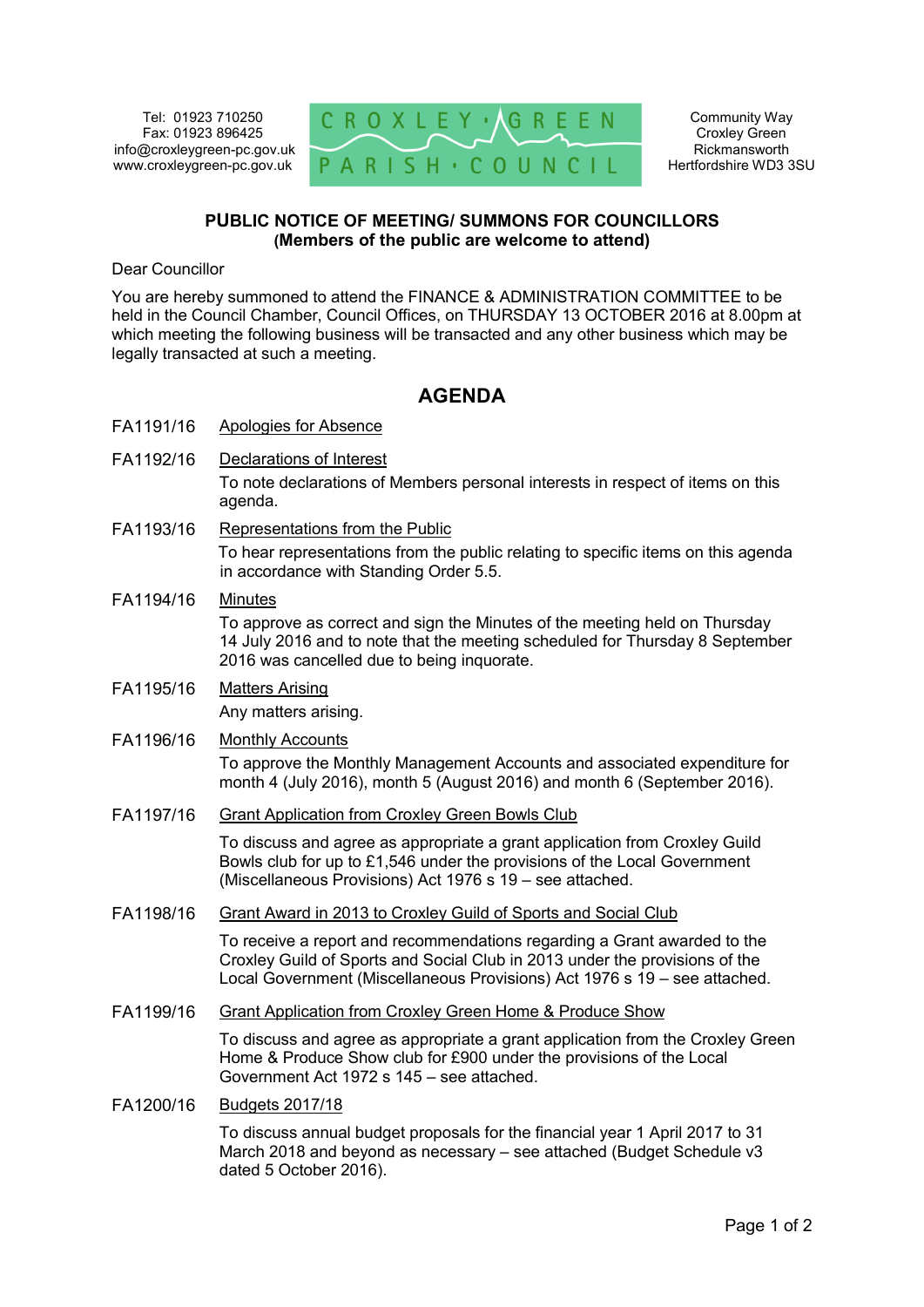Tel: 01923 710250
Fax: 01923 896425
info@croxleygreen-pc.gov.uk
www.croxleygreen-pc.gov.uk

CROXLEY GREEN PARISH COUNCIL

Community Way
Croxley Green
Rickmansworth
Hertfordshire WD3 3SU

**PUBLIC NOTICE OF MEETING/ SUMMONS FOR COUNCILLORS**
**(Members of the public are welcome to attend)**

Dear Councillor

You are hereby summoned to attend the FINANCE & ADMINISTRATION COMMITTEE to be held in the Council Chamber, Council Offices, on THURSDAY 13 OCTOBER 2016 at 8.00pm at which meeting the following business will be transacted and any other business which may be legally transacted at such a meeting.

## AGENDA

**FA1191/16** Apologies for Absence

**FA1192/16** Declarations of Interest

To note declarations of Members personal interests in respect of items on this agenda.

**FA1193/16** Representations from the Public

To hear representations from the public relating to specific items on this agenda in accordance with Standing Order 5.5.

**FA1194/16** Minutes

To approve as correct and sign the Minutes of the meeting held on Thursday 14 July 2016 and to note that the meeting scheduled for Thursday 8 September 2016 was cancelled due to being inquorate.

**FA1195/16** Matters Arising

Any matters arising.

**FA1196/16** Monthly Accounts

To approve the Monthly Management Accounts and associated expenditure for month 4 (July 2016), month 5 (August 2016) and month 6 (September 2016).

**FA1197/16** Grant Application from Croxley Green Bowls Club

To discuss and agree as appropriate a grant application from Croxley Guild Bowls club for up to £1,546 under the provisions of the Local Government (Miscellaneous Provisions) Act 1976 s 19 – see attached.

**FA1198/16** Grant Award in 2013 to Croxley Guild of Sports and Social Club

To receive a report and recommendations regarding a Grant awarded to the Croxley Guild of Sports and Social Club in 2013 under the provisions of the Local Government (Miscellaneous Provisions) Act 1976 s 19 – see attached.

**FA1199/16** Grant Application from Croxley Green Home & Produce Show

To discuss and agree as appropriate a grant application from the Croxley Green Home & Produce Show club for £900 under the provisions of the Local Government Act 1972 s 145 – see attached.

**FA1200/16** Budgets 2017/18

To discuss annual budget proposals for the financial year 1 April 2017 to 31 March 2018 and beyond as necessary – see attached (Budget Schedule v3 dated 5 October 2016).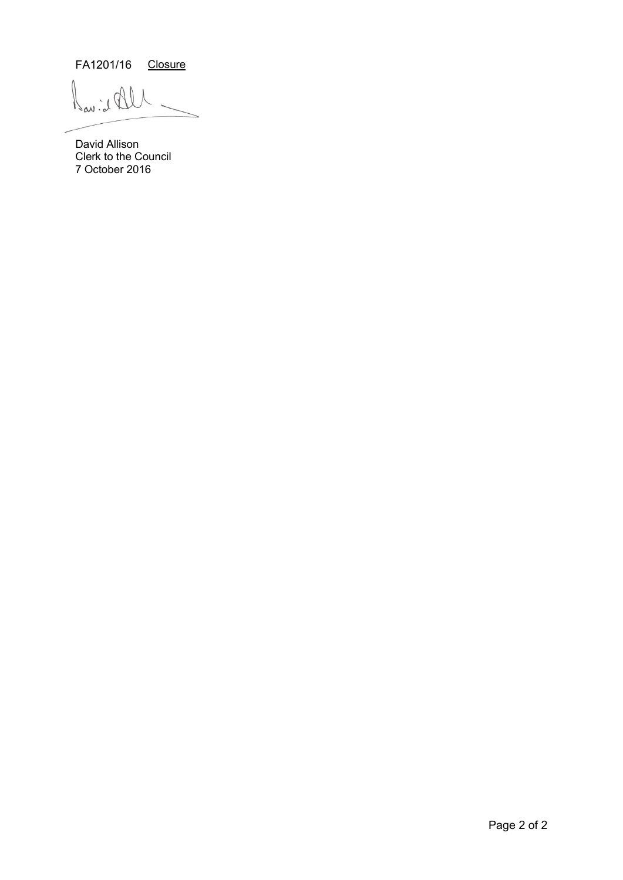FA1201/16 <u>Closure</u>

David Allison
Clerk to the Council
7 October 2016